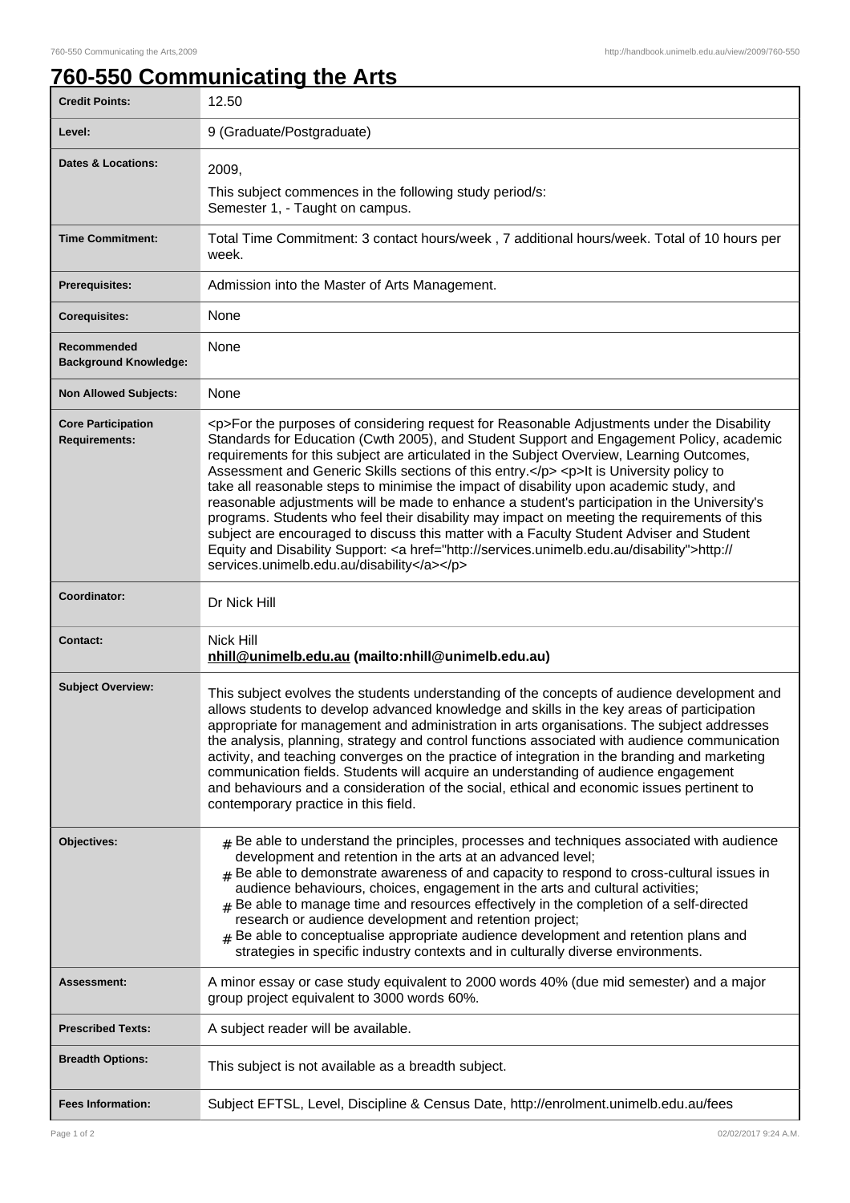# 760-550 Communicating the Arts

| | |
|---|---|
| **Credit Points:** | 12.50 |
| **Level:** | 9 (Graduate/Postgraduate) |
| **Dates & Locations:** | 2009,<br>This subject commences in the following study period/s:<br>Semester 1, - Taught on campus. |
| **Time Commitment:** | Total Time Commitment: 3 contact hours/week , 7 additional hours/week. Total of 10 hours per week. |
| **Prerequisites:** | Admission into the Master of Arts Management. |
| **Corequisites:** | None |
| **Recommended Background Knowledge:** | None |
| **Non Allowed Subjects:** | None |
| **Core Participation Requirements:** | <p>For the purposes of considering request for Reasonable Adjustments under the Disability Standards for Education (Cwth 2005), and Student Support and Engagement Policy, academic requirements for this subject are articulated in the Subject Overview, Learning Outcomes, Assessment and Generic Skills sections of this entry.</p> <p>It is University policy to take all reasonable steps to minimise the impact of disability upon academic study, and reasonable adjustments will be made to enhance a student's participation in the University's programs. Students who feel their disability may impact on meeting the requirements of this subject are encouraged to discuss this matter with a Faculty Student Adviser and Student Equity and Disability Support: <a href="http://services.unimelb.edu.au/disability">http://services.unimelb.edu.au/disability</a></p> |
| **Coordinator:** | Dr Nick Hill |
| **Contact:** | Nick Hill<br>**nhill@unimelb.edu.au (mailto:nhill@unimelb.edu.au)** |
| **Subject Overview:** | This subject evolves the students understanding of the concepts of audience development and allows students to develop advanced knowledge and skills in the key areas of participation appropriate for management and administration in arts organisations. The subject addresses the analysis, planning, strategy and control functions associated with audience communication activity, and teaching converges on the practice of integration in the branding and marketing communication fields. Students will acquire an understanding of audience engagement and behaviours and a consideration of the social, ethical and economic issues pertinent to contemporary practice in this field. |
| **Objectives:** | # Be able to understand the principles, processes and techniques associated with audience development and retention in the arts at an advanced level;<br># Be able to demonstrate awareness of and capacity to respond to cross-cultural issues in audience behaviours, choices, engagement in the arts and cultural activities;<br># Be able to manage time and resources effectively in the completion of a self-directed research or audience development and retention project;<br># Be able to conceptualise appropriate audience development and retention plans and strategies in specific industry contexts and in culturally diverse environments. |
| **Assessment:** | A minor essay or case study equivalent to 2000 words 40% (due mid semester) and a major group project equivalent to 3000 words 60%. |
| **Prescribed Texts:** | A subject reader will be available. |
| **Breadth Options:** | This subject is not available as a breadth subject. |
| **Fees Information:** | Subject EFTSL, Level, Discipline & Census Date, http://enrolment.unimelb.edu.au/fees |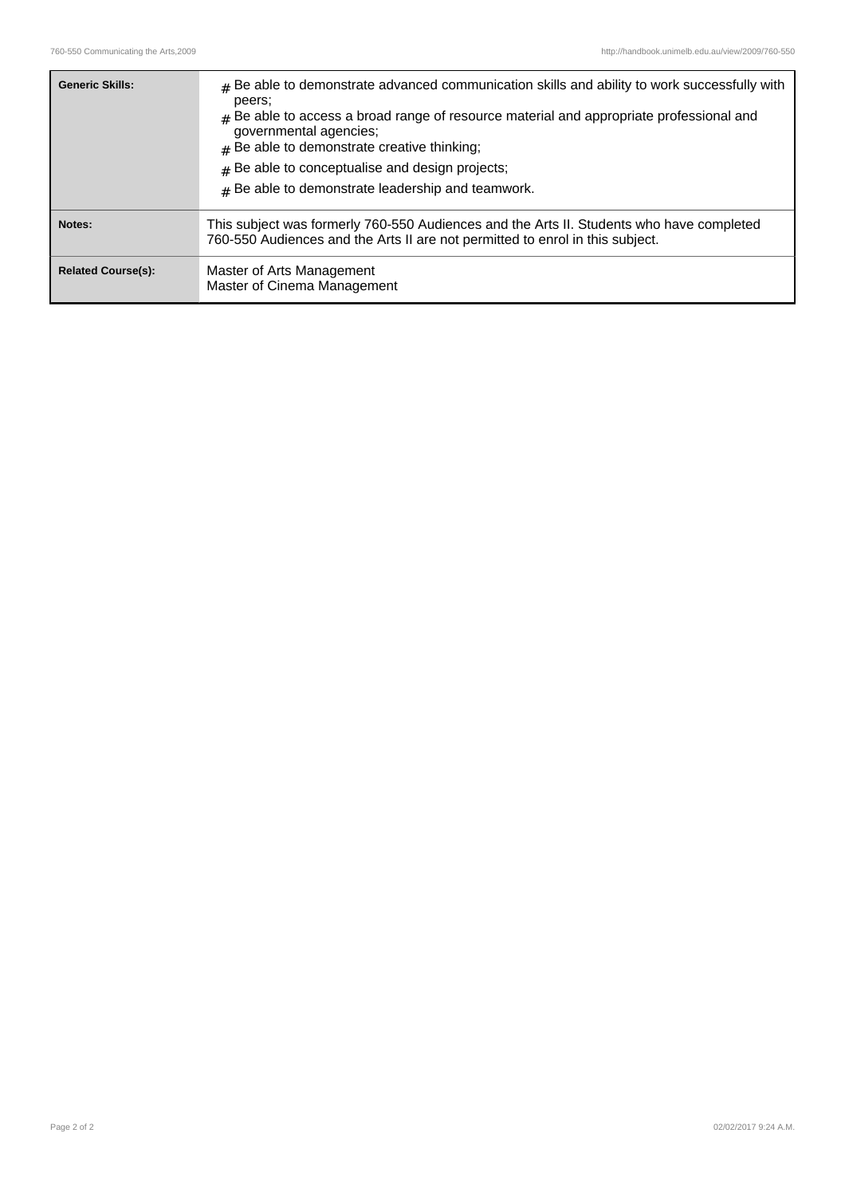| | |
|---|---|
| **Generic Skills:** | # Be able to demonstrate advanced communication skills and ability to work successfully with peers;<br># Be able to access a broad range of resource material and appropriate professional and governmental agencies;<br># Be able to demonstrate creative thinking;<br># Be able to conceptualise and design projects;<br># Be able to demonstrate leadership and teamwork. |
| **Notes:** | This subject was formerly 760-550 Audiences and the Arts II. Students who have completed 760-550 Audiences and the Arts II are not permitted to enrol in this subject. |
| **Related Course(s):** | Master of Arts Management<br>Master of Cinema Management |